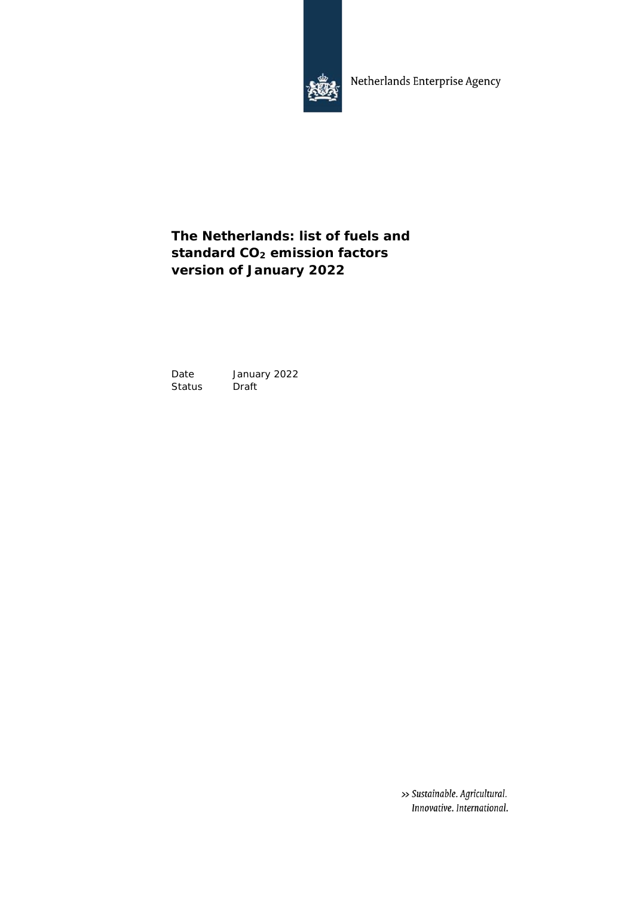Netherlands Enterprise Agency

# The Netherlands: list of fuels and standard $CO_2$ emission factors version of January 2022

Date January 2022
Status Draft

>> *Sustainable. Agricultural. Innovative. International.*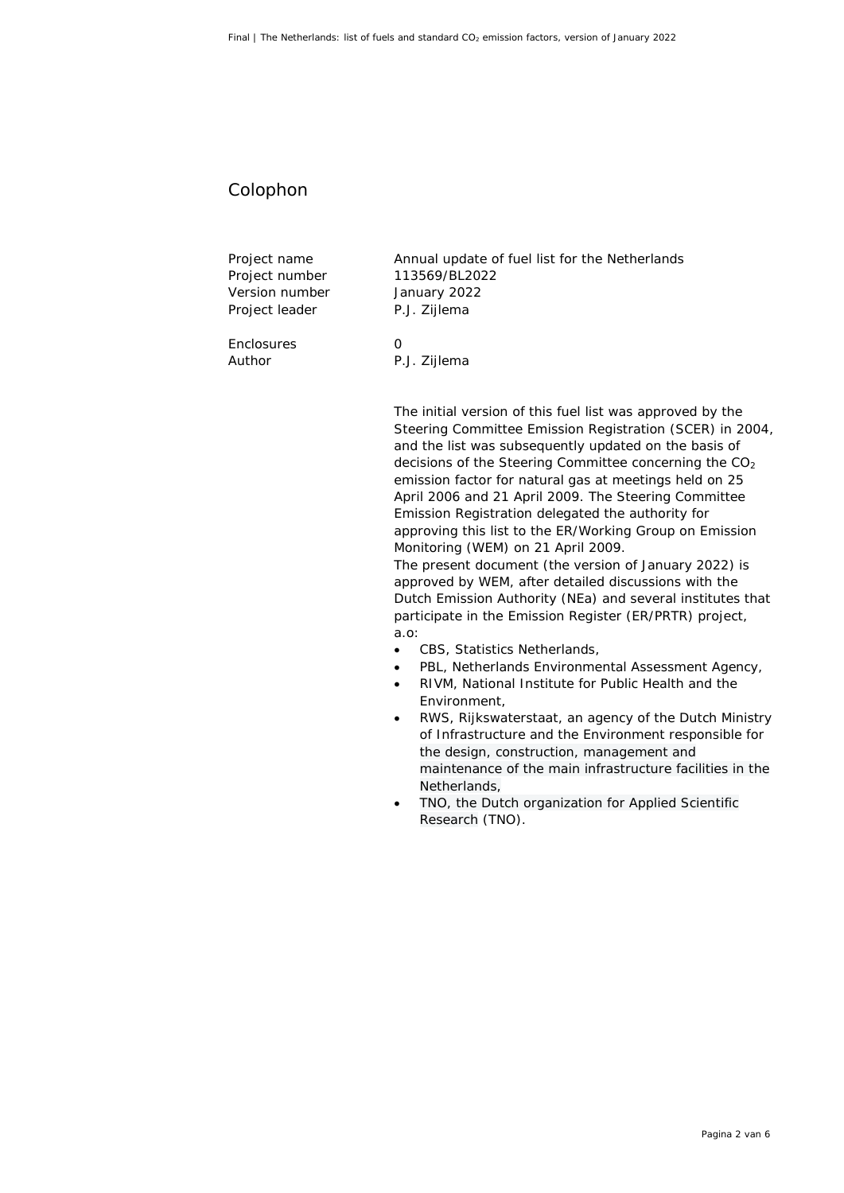# Colophon

| | |
|---|---|
| Project name | Annual update of fuel list for the Netherlands |
| Project number | 113569/BL2022 |
| Version number | January 2022 |
| Project leader | P.J. Zijlema |
| | |
| Enclosures | 0 |
| Author | P.J. Zijlema |

The initial version of this fuel list was approved by the Steering Committee Emission Registration (SCER) in 2004, and the list was subsequently updated on the basis of decisions of the Steering Committee concerning the $CO_2$ emission factor for natural gas at meetings held on 25 April 2006 and 21 April 2009. The Steering Committee Emission Registration delegated the authority for approving this list to the ER/Working Group on Emission Monitoring (WEM) on 21 April 2009.
The present document (the version of January 2022) is approved by WEM, after detailed discussions with the Dutch Emission Authority (NEa) and several institutes that participate in the Emission Register (ER/PRTR) project, a.o:

- CBS, Statistics Netherlands,
- PBL, Netherlands Environmental Assessment Agency,
- RIVM, National Institute for Public Health and the Environment,
- RWS, Rijkswaterstaat, an agency of the Dutch Ministry of Infrastructure and the Environment responsible for the design, construction, management and maintenance of the main infrastructure facilities in the Netherlands,
- TNO, the Dutch organization for Applied Scientific Research (TNO).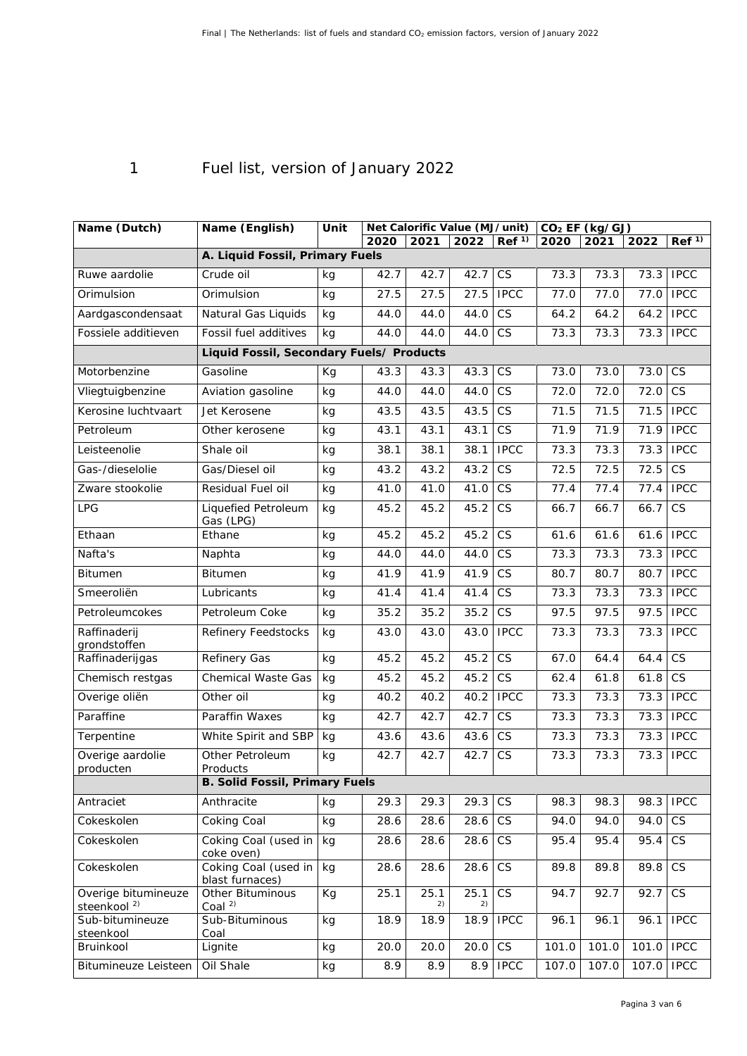# 1 Fuel list, version of January 2022

| Name (Dutch) | Name (English) | Unit | Net Calorific Value (MJ/unit) | | | | $CO_2$ EF (kg/GJ) | | | |
|---|---|---|---|---|---|---|---|---|---|---|
| | | | 2020 | 2021 | 2022 | Ref [1)] | 2020 | 2021 | 2022 | Ref [1)] |
| | **A. Liquid Fossil, Primary Fuels** | | | | | | | | | |
| Ruwe aardolie | Crude oil | kg | 42.7 | 42.7 | 42.7 | CS | 73.3 | 73.3 | 73.3 | IPCC |
| Orimulsion | Orimulsion | kg | 27.5 | 27.5 | 27.5 | IPCC | 77.0 | 77.0 | 77.0 | IPCC |
| Aardgascondensaat | Natural Gas Liquids | kg | 44.0 | 44.0 | 44.0 | CS | 64.2 | 64.2 | 64.2 | IPCC |
| Fossiele additieven | Fossil fuel additives | kg | 44.0 | 44.0 | 44.0 | CS | 73.3 | 73.3 | 73.3 | IPCC |
| | **Liquid Fossil, Secondary Fuels/ Products** | | | | | | | | | |
| Motorbenzine | Gasoline | Kg | 43.3 | 43.3 | 43.3 | CS | 73.0 | 73.0 | 73.0 | CS |
| Vliegtuigbenzine | Aviation gasoline | kg | 44.0 | 44.0 | 44.0 | CS | 72.0 | 72.0 | 72.0 | CS |
| Kerosine luchtvaart | Jet Kerosene | kg | 43.5 | 43.5 | 43.5 | CS | 71.5 | 71.5 | 71.5 | IPCC |
| Petroleum | Other kerosene | kg | 43.1 | 43.1 | 43.1 | CS | 71.9 | 71.9 | 71.9 | IPCC |
| Leisteenolie | Shale oil | kg | 38.1 | 38.1 | 38.1 | IPCC | 73.3 | 73.3 | 73.3 | IPCC |
| Gas-/dieselolie | Gas/Diesel oil | kg | 43.2 | 43.2 | 43.2 | CS | 72.5 | 72.5 | 72.5 | CS |
| Zware stookolie | Residual Fuel oil | kg | 41.0 | 41.0 | 41.0 | CS | 77.4 | 77.4 | 77.4 | IPCC |
| LPG | Liquefied Petroleum Gas (LPG) | kg | 45.2 | 45.2 | 45.2 | CS | 66.7 | 66.7 | 66.7 | CS |
| Ethaan | Ethane | kg | 45.2 | 45.2 | 45.2 | CS | 61.6 | 61.6 | 61.6 | IPCC |
| Nafta's | Naphta | kg | 44.0 | 44.0 | 44.0 | CS | 73.3 | 73.3 | 73.3 | IPCC |
| Bitumen | Bitumen | kg | 41.9 | 41.9 | 41.9 | CS | 80.7 | 80.7 | 80.7 | IPCC |
| Smeeroliën | Lubricants | kg | 41.4 | 41.4 | 41.4 | CS | 73.3 | 73.3 | 73.3 | IPCC |
| Petroleumcokes | Petroleum Coke | kg | 35.2 | 35.2 | 35.2 | CS | 97.5 | 97.5 | 97.5 | IPCC |
| Raffinaderij grondstoffen | Refinery Feedstocks | kg | 43.0 | 43.0 | 43.0 | IPCC | 73.3 | 73.3 | 73.3 | IPCC |
| Raffinaderijgas | Refinery Gas | kg | 45.2 | 45.2 | 45.2 | CS | 67.0 | 64.4 | 64.4 | CS |
| Chemisch restgas | Chemical Waste Gas | kg | 45.2 | 45.2 | 45.2 | CS | 62.4 | 61.8 | 61.8 | CS |
| Overige oliën | Other oil | kg | 40.2 | 40.2 | 40.2 | IPCC | 73.3 | 73.3 | 73.3 | IPCC |
| Paraffine | Paraffin Waxes | kg | 42.7 | 42.7 | 42.7 | CS | 73.3 | 73.3 | 73.3 | IPCC |
| Terpentine | White Spirit and SBP | kg | 43.6 | 43.6 | 43.6 | CS | 73.3 | 73.3 | 73.3 | IPCC |
| Overige aardolie producten | Other Petroleum Products | kg | 42.7 | 42.7 | 42.7 | CS | 73.3 | 73.3 | 73.3 | IPCC |
| | **B. Solid Fossil, Primary Fuels** | | | | | | | | | |
| Antraciet | Anthracite | kg | 29.3 | 29.3 | 29.3 | CS | 98.3 | 98.3 | 98.3 | IPCC |
| Cokeskolen | Coking Coal | kg | 28.6 | 28.6 | 28.6 | CS | 94.0 | 94.0 | 94.0 | CS |
| Cokeskolen | Coking Coal (used in coke oven) | kg | 28.6 | 28.6 | 28.6 | CS | 95.4 | 95.4 | 95.4 | CS |
| Cokeskolen | Coking Coal (used in blast furnaces) | kg | 28.6 | 28.6 | 28.6 | CS | 89.8 | 89.8 | 89.8 | CS |
| Overige bitumineuze steenkool [2)] | Other Bituminous Coal [2)] | Kg | 25.1 | 25.1 [2)] | 25.1 [2)] | CS | 94.7 | 92.7 | 92.7 | CS |
| Sub-bitumineuze steenkool | Sub-Bituminous Coal | kg | 18.9 | 18.9 | 18.9 | IPCC | 96.1 | 96.1 | 96.1 | IPCC |
| Bruinkool | Lignite | kg | 20.0 | 20.0 | 20.0 | CS | 101.0 | 101.0 | 101.0 | IPCC |
| Bitumineuze Leisteen | Oil Shale | kg | 8.9 | 8.9 | 8.9 | IPCC | 107.0 | 107.0 | 107.0 | IPCC |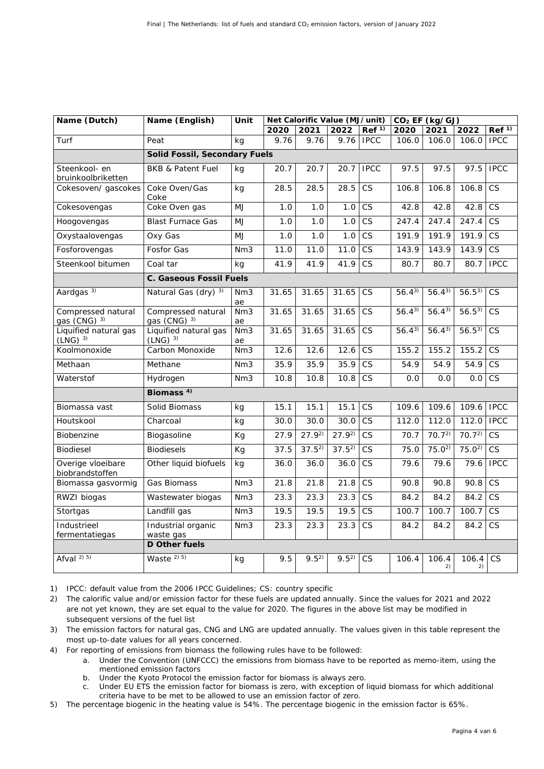| Name (Dutch) | Name (English) | Unit | Net Calorific Value (MJ/unit) | | | | $CO_2$ EF (kg/GJ) | | | |
|---|---|---|---|---|---|---|---|---|---|---|
| | | | 2020 | 2021 | 2022 | Ref [1] | 2020 | 2021 | 2022 | Ref [1] |
| Turf | Peat | kg | 9.76 | 9.76 | 9.76 | IPCC | 106.0 | 106.0 | 106.0 | IPCC |
| | **Solid Fossil, Secondary Fuels** | | | | | | | | | |
| Steenkool- en bruinkoolbriketten | BKB & Patent Fuel | kg | 20.7 | 20.7 | 20.7 | IPCC | 97.5 | 97.5 | 97.5 | IPCC |
| Cokesoven/ gascokes | Coke Oven/Gas Coke | kg | 28.5 | 28.5 | 28.5 | CS | 106.8 | 106.8 | 106.8 | CS |
| Cokesovengas | Coke Oven gas | MJ | 1.0 | 1.0 | 1.0 | CS | 42.8 | 42.8 | 42.8 | CS |
| Hoogovengas | Blast Furnace Gas | MJ | 1.0 | 1.0 | 1.0 | CS | 247.4 | 247.4 | 247.4 | CS |
| Oxystaalovengas | Oxy Gas | MJ | 1.0 | 1.0 | 1.0 | CS | 191.9 | 191.9 | 191.9 | CS |
| Fosforovengas | Fosfor Gas | Nm3 | 11.0 | 11.0 | 11.0 | CS | 143.9 | 143.9 | 143.9 | CS |
| Steenkool bitumen | Coal tar | kg | 41.9 | 41.9 | 41.9 | CS | 80.7 | 80.7 | 80.7 | IPCC |
| | **C. Gaseous Fossil Fuels** | | | | | | | | | |
| Aardgas [3] | Natural Gas (dry) [3] | Nm3 ae | 31.65 | 31.65 | 31.65 | CS | 56.4[3] | 56.4[3] | 56.5[3] | CS |
| Compressed natural gas (CNG) [3] | Compressed natural gas (CNG) [3] | Nm3 ae | 31.65 | 31.65 | 31.65 | CS | 56.4[3] | 56.4[3] | 56.5[3] | CS |
| Liquified natural gas (LNG) [3] | Liquified natural gas (LNG) [3] | Nm3 ae | 31.65 | 31.65 | 31.65 | CS | 56.4[3] | 56.4[3] | 56.5[3] | CS |
| Koolmonoxide | Carbon Monoxide | Nm3 | 12.6 | 12.6 | 12.6 | CS | 155.2 | 155.2 | 155.2 | CS |
| Methaan | Methane | Nm3 | 35.9 | 35.9 | 35.9 | CS | 54.9 | 54.9 | 54.9 | CS |
| Waterstof | Hydrogen | Nm3 | 10.8 | 10.8 | 10.8 | CS | 0.0 | 0.0 | 0.0 | CS |
| | **Biomass [4]** | | | | | | | | | |
| Biomassa vast | Solid Biomass | kg | 15.1 | 15.1 | 15.1 | CS | 109.6 | 109.6 | 109.6 | IPCC |
| Houtskool | Charcoal | kg | 30.0 | 30.0 | 30.0 | CS | 112.0 | 112.0 | 112.0 | IPCC |
| Biobenzine | Biogasoline | Kg | 27.9 | 27.9[2] | 27.9[2] | CS | 70.7 | 70.7[2] | 70.7[2] | CS |
| Biodiesel | Biodiesels | Kg | 37.5 | 37.5[2] | 37.5[2] | CS | 75.0 | 75.0[2] | 75.0[2] | CS |
| Overige vloeibare biobrandstoffen | Other liquid biofuels | kg | 36.0 | 36.0 | 36.0 | CS | 79.6 | 79.6 | 79.6 | IPCC |
| Biomassa gasvormig | Gas Biomass | Nm3 | 21.8 | 21.8 | 21.8 | CS | 90.8 | 90.8 | 90.8 | CS |
| RWZI biogas | Wastewater biogas | Nm3 | 23.3 | 23.3 | 23.3 | CS | 84.2 | 84.2 | 84.2 | CS |
| Stortgas | Landfill gas | Nm3 | 19.5 | 19.5 | 19.5 | CS | 100.7 | 100.7 | 100.7 | CS |
| Industrieel fermentatiegas | Industrial organic waste gas | Nm3 | 23.3 | 23.3 | 23.3 | CS | 84.2 | 84.2 | 84.2 | CS |
| | **D Other fuels** | | | | | | | | | |
| Afval [2) 5)] | Waste [2) 5)] | kg | 9.5 | 9.5[2] | 9.5[2] | CS | 106.4 | 106.4[2] | 106.4[2] | CS |

1) IPCC: default value from the 2006 IPCC Guidelines; CS: country specific
2) The calorific value and/or emission factor for these fuels are updated annually. Since the values for 2021 and 2022 are not yet known, they are set equal to the value for 2020. The figures in the above list may be modified in subsequent versions of the fuel list
3) The emission factors for natural gas, CNG and LNG are updated annually. The values given in this table represent the most up-to-date values for all years concerned.
4) For reporting of emissions from biomass the following rules have to be followed:
   a. Under the Convention (UNFCCC) the emissions from biomass have to be reported as memo-item, using the mentioned emission factors
   b. Under the Kyoto Protocol the emission factor for biomass is always zero.
   c. Under EU ETS the emission factor for biomass is zero, with exception of liquid biomass for which additional criteria have to be met to be allowed to use an emission factor of zero.
5) The percentage biogenic in the heating value is 54%. The percentage biogenic in the emission factor is 65%.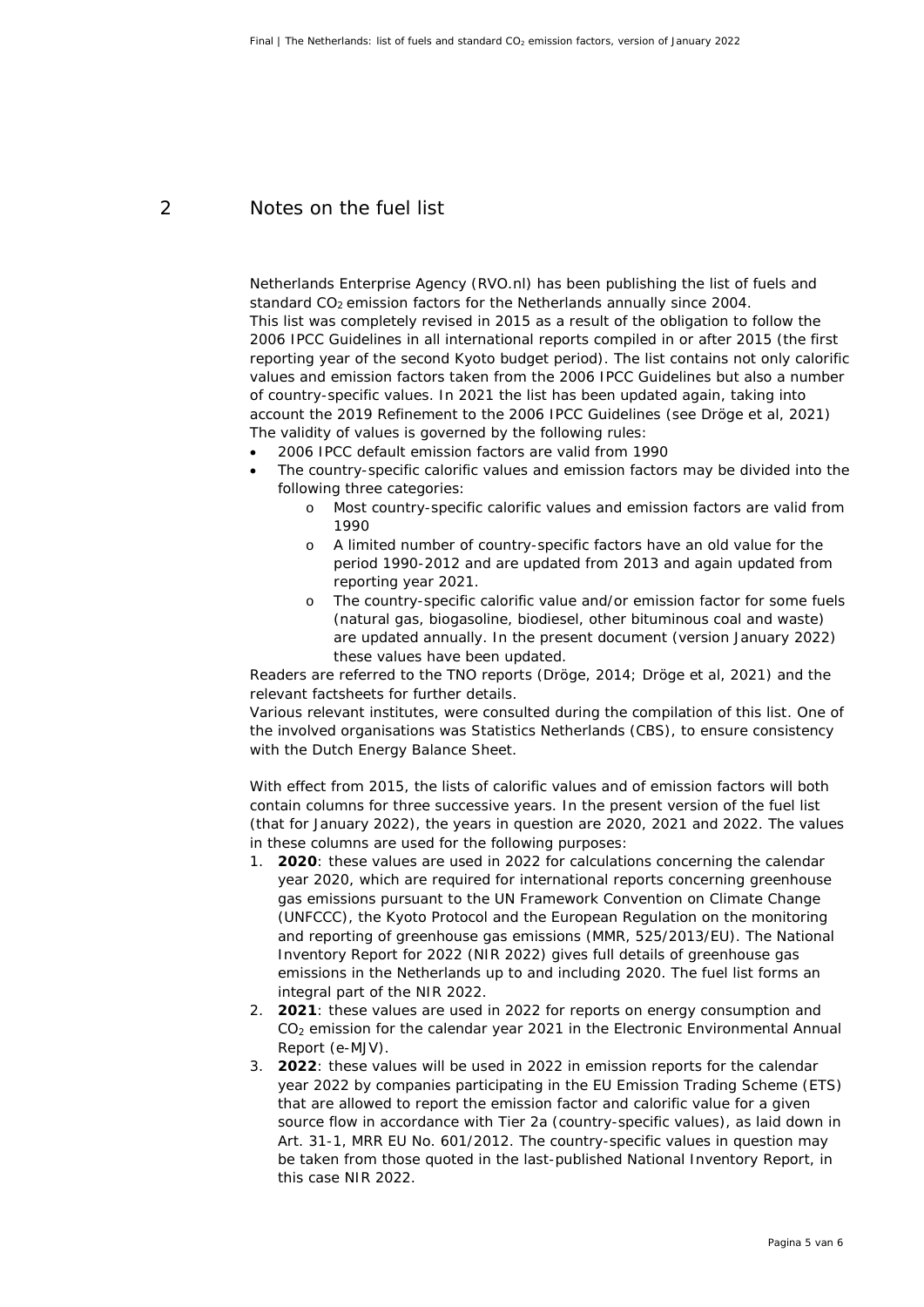# 2 Notes on the fuel list

Netherlands Enterprise Agency (RVO.nl) has been publishing the list of fuels and standard $CO_2$ emission factors for the Netherlands annually since 2004.
This list was completely revised in 2015 as a result of the obligation to follow the 2006 IPCC Guidelines in all international reports compiled in or after 2015 (the first reporting year of the second Kyoto budget period). The list contains not only calorific values and emission factors taken from the 2006 IPCC Guidelines but also a number of country-specific values. In 2021 the list has been updated again, taking into account the 2019 Refinement to the 2006 IPCC Guidelines (see Dröge et al, 2021)
The validity of values is governed by the following rules:

- 2006 IPCC default emission factors are valid from 1990
- The country-specific calorific values and emission factors may be divided into the following three categories:
  - Most country-specific calorific values and emission factors are valid from 1990
  - A limited number of country-specific factors have an old value for the period 1990-2012 and are updated from 2013 and again updated from reporting year 2021.
  - The country-specific calorific value and/or emission factor for some fuels (natural gas, biogasoline, biodiesel, other bituminous coal and waste) are updated annually. In the present document (version January 2022) these values have been updated.

Readers are referred to the TNO reports (Dröge, 2014; Dröge et al, 2021) and the relevant factsheets for further details.
Various relevant institutes, were consulted during the compilation of this list. One of the involved organisations was Statistics Netherlands (CBS), to ensure consistency with the Dutch Energy Balance Sheet.

With effect from 2015, the lists of calorific values and of emission factors will both contain columns for three successive years. In the present version of the fuel list (that for January 2022), the years in question are 2020, 2021 and 2022. The values in these columns are used for the following purposes:

1. **2020**: these values are used in 2022 for calculations concerning the calendar year 2020, which are required for international reports concerning greenhouse gas emissions pursuant to the UN Framework Convention on Climate Change (UNFCCC), the Kyoto Protocol and the European Regulation on the monitoring and reporting of greenhouse gas emissions (MMR, 525/2013/EU). The National Inventory Report for 2022 (NIR 2022) gives full details of greenhouse gas emissions in the Netherlands up to and including 2020. The fuel list forms an integral part of the NIR 2022.
2. **2021**: these values are used in 2022 for reports on energy consumption and $CO_2$ emission for the calendar year 2021 in the Electronic Environmental Annual Report (e-MJV).
3. **2022**: these values will be used in 2022 in emission reports for the calendar year 2022 by companies participating in the EU Emission Trading Scheme (ETS) that are allowed to report the emission factor and calorific value for a given source flow in accordance with Tier 2a (country-specific values), as laid down in Art. 31-1, MRR EU No. 601/2012. The country-specific values in question may be taken from those quoted in the last-published National Inventory Report, in this case NIR 2022.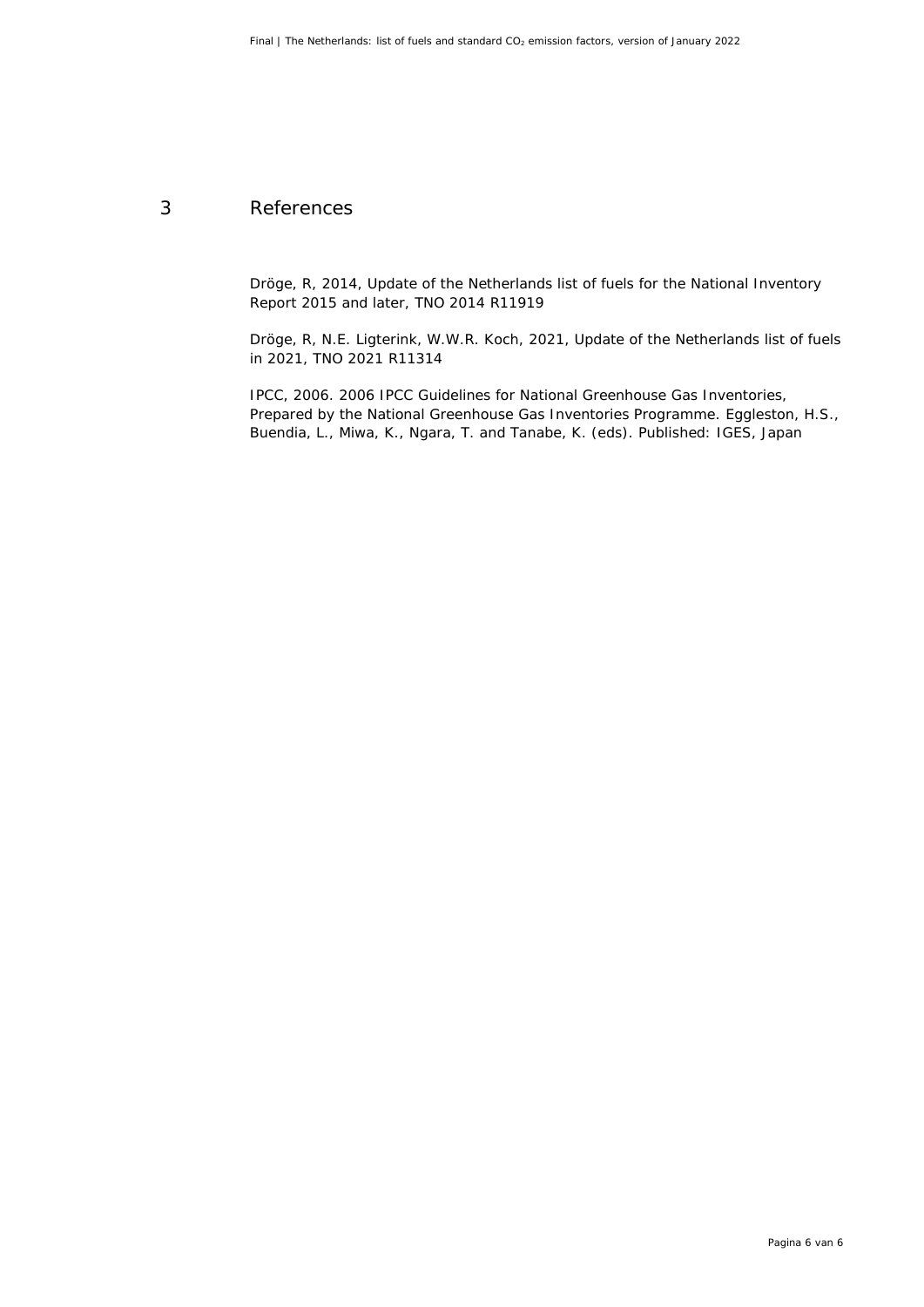# 3 References

Dröge, R, 2014, Update of the Netherlands list of fuels for the National Inventory Report 2015 and later, TNO 2014 R11919

Dröge, R, N.E. Ligterink, W.W.R. Koch, 2021, Update of the Netherlands list of fuels in 2021, TNO 2021 R11314

IPCC, 2006. 2006 IPCC Guidelines for National Greenhouse Gas Inventories, Prepared by the National Greenhouse Gas Inventories Programme. Eggleston, H.S., Buendia, L., Miwa, K., Ngara, T. and Tanabe, K. (eds). Published: IGES, Japan